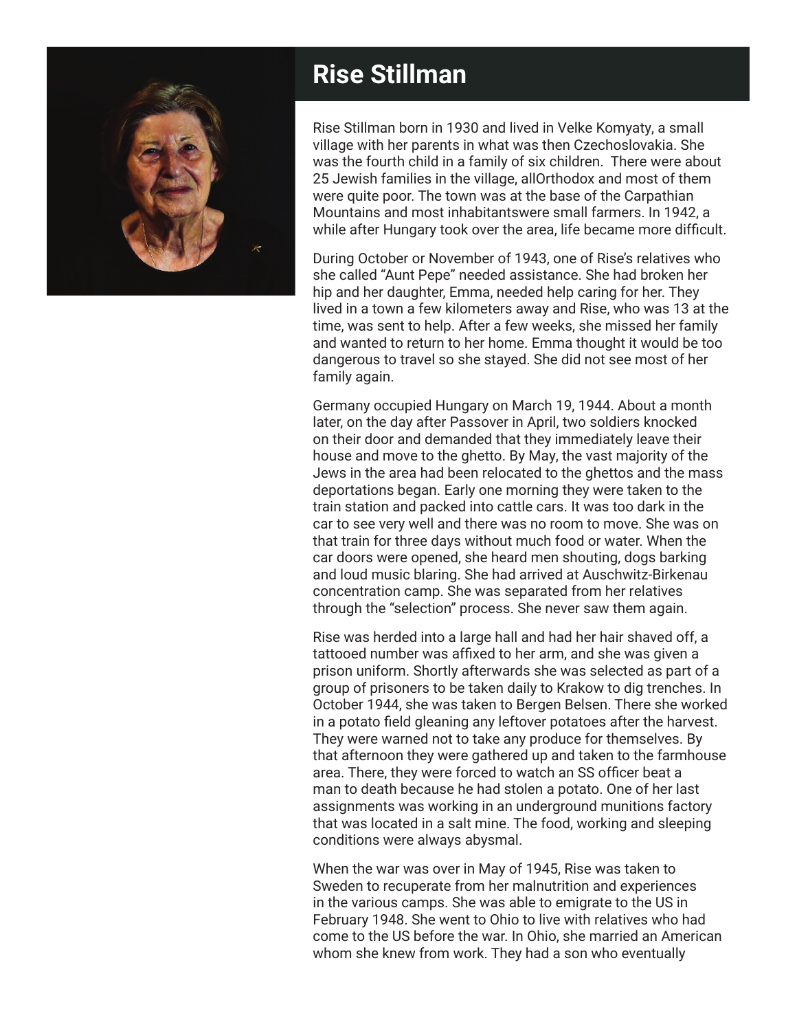# Rise Stillman

Rise Stillman born in 1930 and lived in Velke Komyaty, a small village with her parents in what was then Czechoslovakia. She was the fourth child in a family of six children. There were about 25 Jewish families in the village, allOrthodox and most of them were quite poor. The town was at the base of the Carpathian Mountains and most inhabitantswere small farmers. In 1942, a while after Hungary took over the area, life became more difficult.

During October or November of 1943, one of Rise's relatives who she called "Aunt Pepe" needed assistance. She had broken her hip and her daughter, Emma, needed help caring for her. They lived in a town a few kilometers away and Rise, who was 13 at the time, was sent to help. After a few weeks, she missed her family and wanted to return to her home. Emma thought it would be too dangerous to travel so she stayed. She did not see most of her family again.

Germany occupied Hungary on March 19, 1944. About a month later, on the day after Passover in April, two soldiers knocked on their door and demanded that they immediately leave their house and move to the ghetto. By May, the vast majority of the Jews in the area had been relocated to the ghettos and the mass deportations began. Early one morning they were taken to the train station and packed into cattle cars. It was too dark in the car to see very well and there was no room to move. She was on that train for three days without much food or water. When the car doors were opened, she heard men shouting, dogs barking and loud music blaring. She had arrived at Auschwitz-Birkenau concentration camp. She was separated from her relatives through the "selection" process. She never saw them again.

Rise was herded into a large hall and had her hair shaved off, a tattooed number was affixed to her arm, and she was given a prison uniform. Shortly afterwards she was selected as part of a group of prisoners to be taken daily to Krakow to dig trenches. In October 1944, she was taken to Bergen Belsen. There she worked in a potato field gleaning any leftover potatoes after the harvest. They were warned not to take any produce for themselves. By that afternoon they were gathered up and taken to the farmhouse area. There, they were forced to watch an SS officer beat a man to death because he had stolen a potato. One of her last assignments was working in an underground munitions factory that was located in a salt mine. The food, working and sleeping conditions were always abysmal.

When the war was over in May of 1945, Rise was taken to Sweden to recuperate from her malnutrition and experiences in the various camps. She was able to emigrate to the US in February 1948. She went to Ohio to live with relatives who had come to the US before the war. In Ohio, she married an American whom she knew from work. They had a son who eventually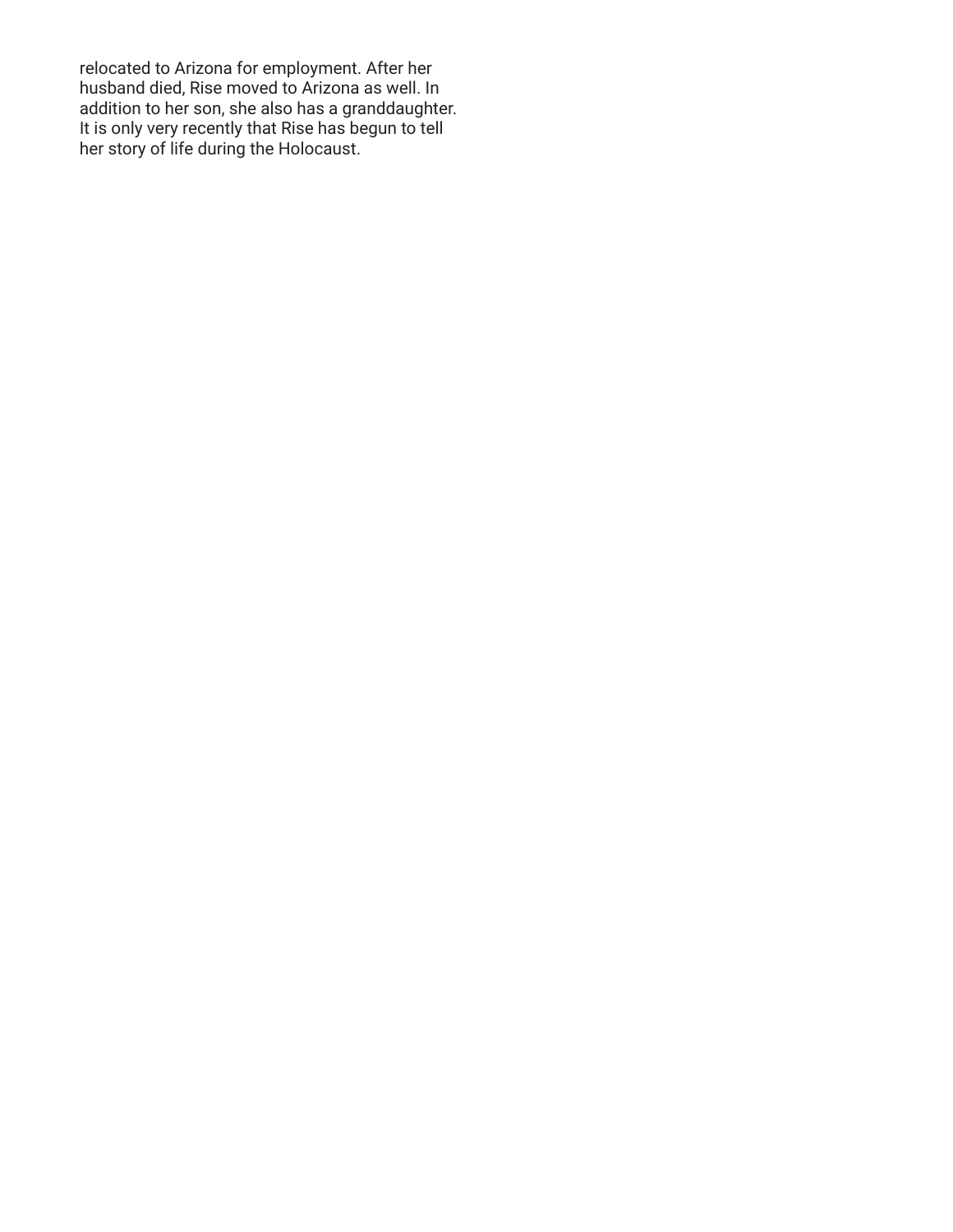relocated to Arizona for employment. After her husband died, Rise moved to Arizona as well. In addition to her son, she also has a granddaughter. It is only very recently that Rise has begun to tell her story of life during the Holocaust.